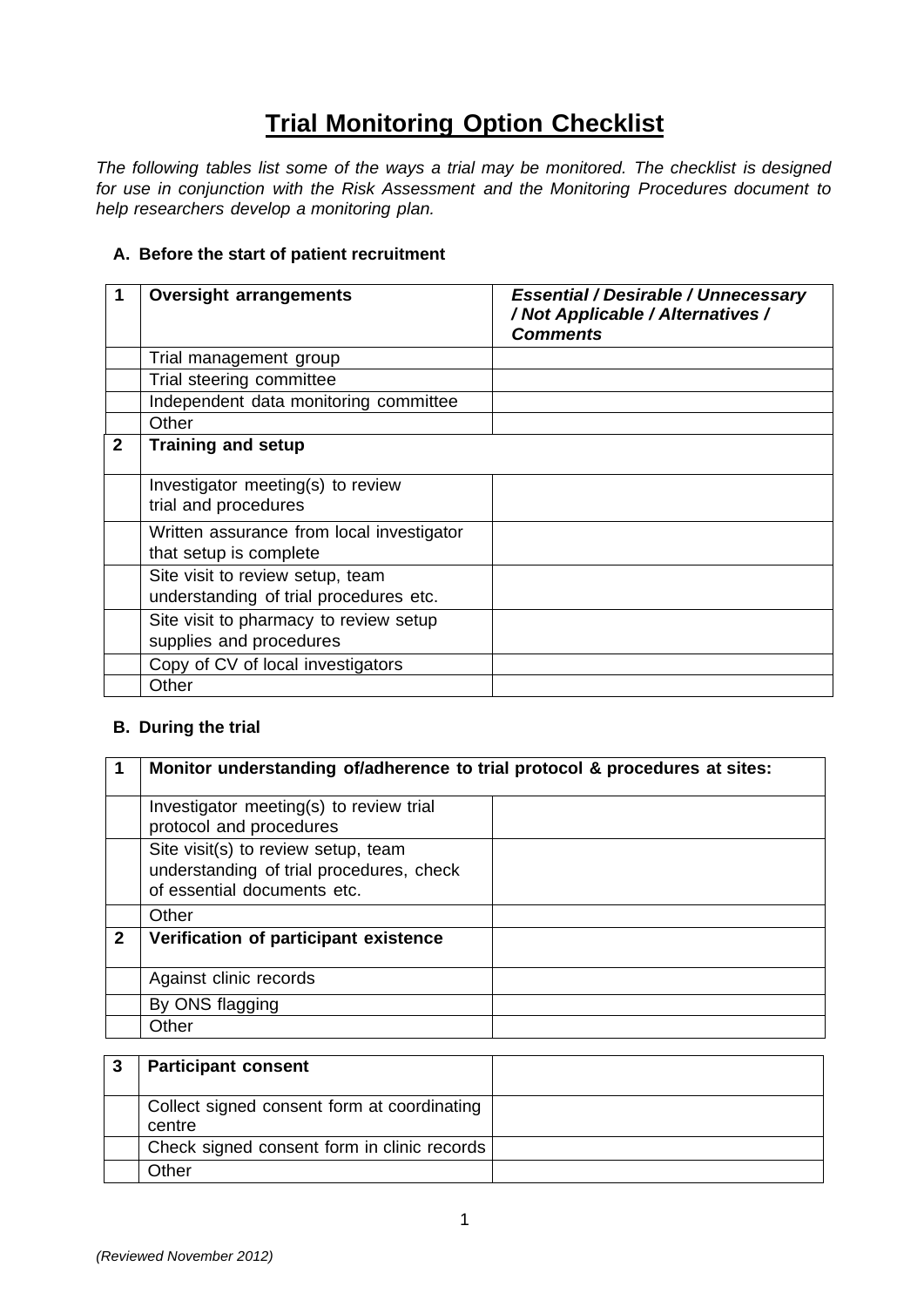# Trial Monitoring Option Checklist

*The following tables list some of the ways a trial may be monitored. The checklist is designed for use in conjunction with the Risk Assessment and the Monitoring Procedures document to help researchers develop a monitoring plan.*

**A. Before the start of patient recruitment**

| 1 | Oversight arrangements | *Essential / Desirable / Unnecessary / Not Applicable / Alternatives / Comments* |
|---|---|---|
| | Trial management group | |
| | Trial steering committee | |
| | Independent data monitoring committee | |
| | Other | |
| **2** | **Training and setup** | |
| | Investigator meeting(s) to review trial and procedures | |
| | Written assurance from local investigator that setup is complete | |
| | Site visit to review setup, team understanding of trial procedures etc. | |
| | Site visit to pharmacy to review setup supplies and procedures | |
| | Copy of CV of local investigators | |
| | Other | |

**B. During the trial**

| 1 | Monitor understanding of/adherence to trial protocol & procedures at sites: | |
|---|---|---|
| | Investigator meeting(s) to review trial protocol and procedures | |
| | Site visit(s) to review setup, team understanding of trial procedures, check of essential documents etc. | |
| | Other | |
| **2** | **Verification of participant existence** | |
| | Against clinic records | |
| | By ONS flagging | |
| | Other | |

| 3 | Participant consent | |
|---|---|---|
| | Collect signed consent form at coordinating centre | |
| | Check signed consent form in clinic records | |
| | Other | |

*(Reviewed November 2012)*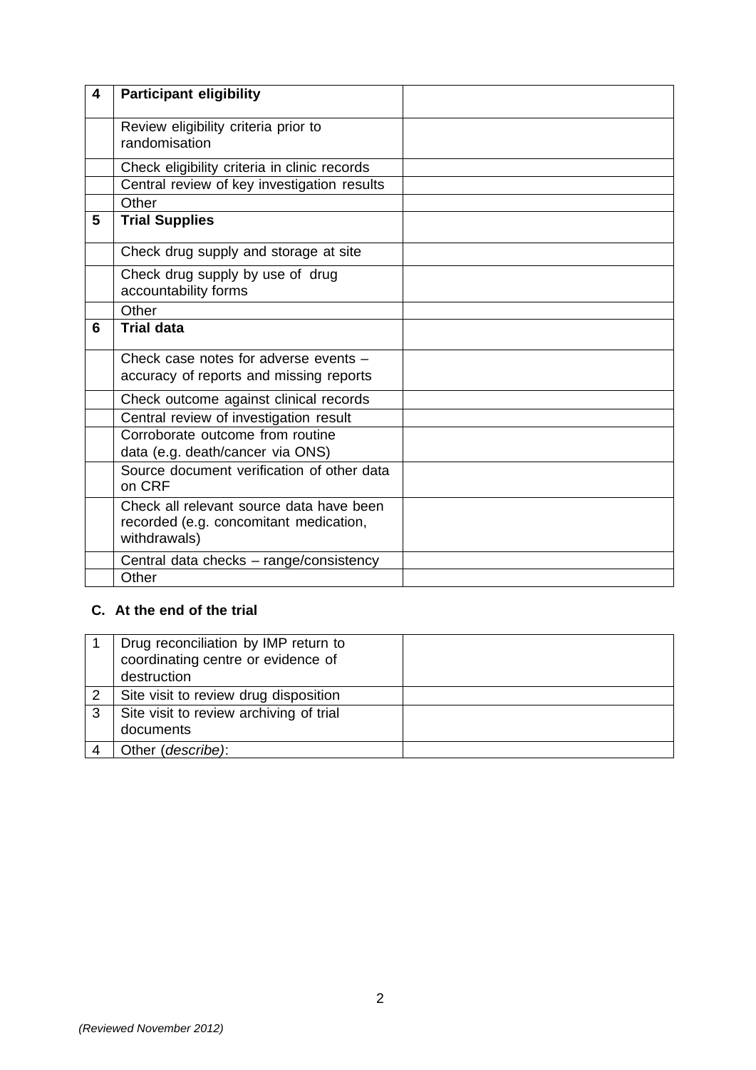| | | |
|---|---|---|
| **4** | **Participant eligibility** | |
| | Review eligibility criteria prior to randomisation | |
| | Check eligibility criteria in clinic records | |
| | Central review of key investigation results | |
| | Other | |
| **5** | **Trial Supplies** | |
| | Check drug supply and storage at site | |
| | Check drug supply by use of drug accountability forms | |
| | Other | |
| **6** | **Trial data** | |
| | Check case notes for adverse events – accuracy of reports and missing reports | |
| | Check outcome against clinical records | |
| | Central review of investigation result | |
| | Corroborate outcome from routine data (e.g. death/cancer via ONS) | |
| | Source document verification of other data on CRF | |
| | Check all relevant source data have been recorded (e.g. concomitant medication, withdrawals) | |
| | Central data checks – range/consistency | |
| | Other | |

### C. At the end of the trial

| | | |
|---|---|---|
| 1 | Drug reconciliation by IMP return to coordinating centre or evidence of destruction | |
| 2 | Site visit to review drug disposition | |
| 3 | Site visit to review archiving of trial documents | |
| 4 | Other (*describe)*: | |

*(Reviewed November 2012)*